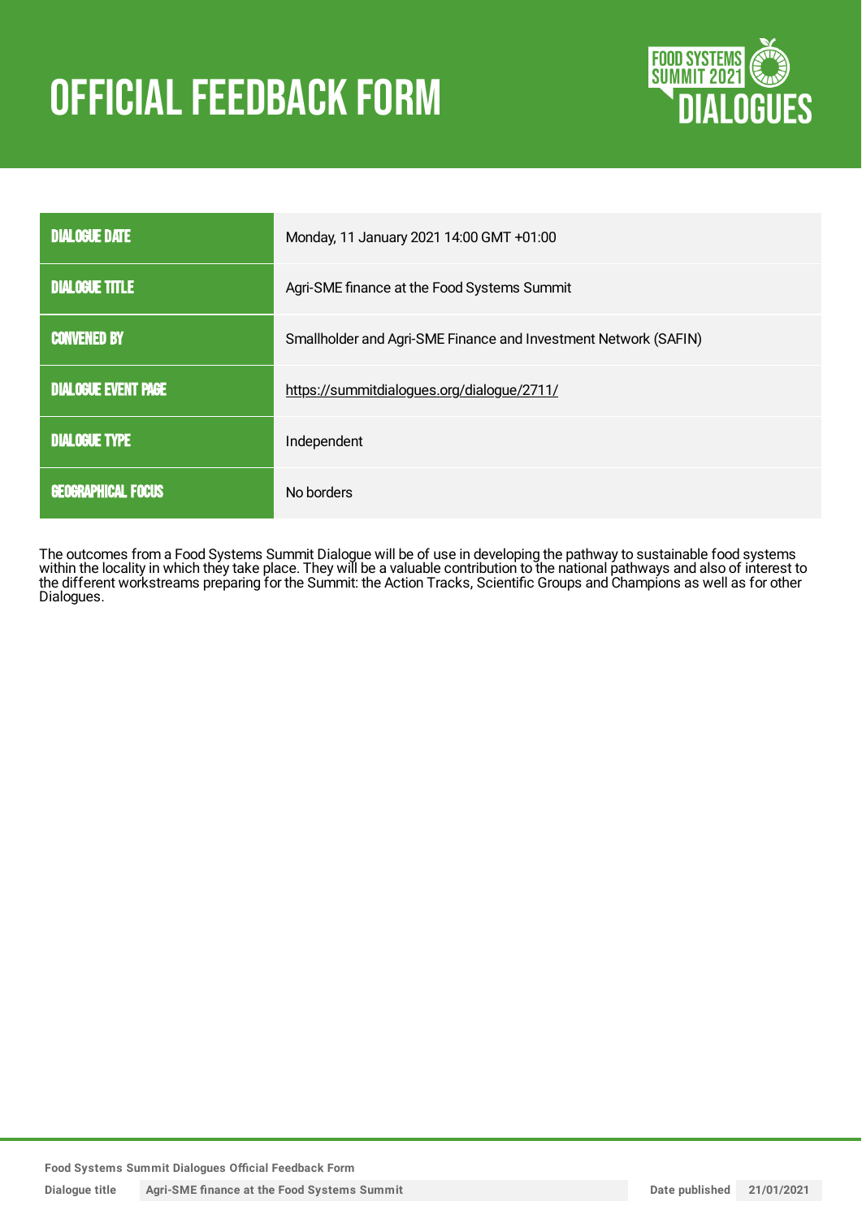# OFFICIAL FEEDBACK FORM

| | |
|---|---|
| DIALOGUE DATE | Monday, 11 January 2021 14:00 GMT +01:00 |
| DIALOGUE TITLE | Agri-SME finance at the Food Systems Summit |
| CONVENED BY | Smallholder and Agri-SME Finance and Investment Network (SAFIN) |
| DIALOGUE EVENT PAGE | https://summitdialogues.org/dialogue/2711/ |
| DIALOGUE TYPE | Independent |
| GEOGRAPHICAL FOCUS | No borders |

The outcomes from a Food Systems Summit Dialogue will be of use in developing the pathway to sustainable food systems within the locality in which they take place. They will be a valuable contribution to the national pathways and also of interest to the different workstreams preparing for the Summit: the Action Tracks, Scientific Groups and Champions as well as for other Dialogues.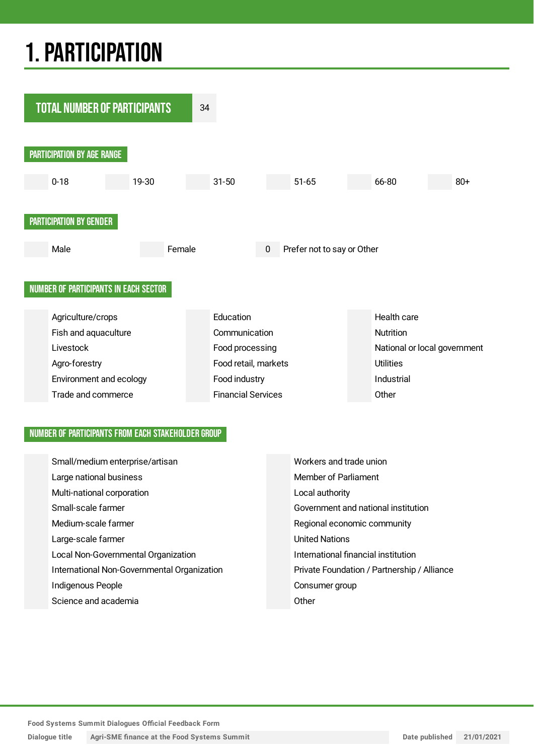# 1. PARTICIPATION

| TOTAL NUMBER OF PARTICIPANTS | 34 |
|---|---|

## PARTICIPATION BY AGE RANGE

| | 0-18 | | 19-30 | | 31-50 | | 51-65 | | 66-80 | | 80+ |
|---|---|---|---|---|---|---|---|---|---|---|---|

## PARTICIPATION BY GENDER

| | Male | | Female | 0 | Prefer not to say or Other |
|---|---|---|---|---|---|

## NUMBER OF PARTICIPANTS IN EACH SECTOR

| | | | | | |
|---|---|---|---|---|---|
| | Agriculture/crops | | Education | | Health care |
| | Fish and aquaculture | | Communication | | Nutrition |
| | Livestock | | Food processing | | National or local government |
| | Agro-forestry | | Food retail, markets | | Utilities |
| | Environment and ecology | | Food industry | | Industrial |
| | Trade and commerce | | Financial Services | | Other |

## NUMBER OF PARTICIPANTS FROM EACH STAKEHOLDER GROUP

| | | | |
|---|---|---|---|
| | Small/medium enterprise/artisan | | Workers and trade union |
| | Large national business | | Member of Parliament |
| | Multi-national corporation | | Local authority |
| | Small-scale farmer | | Government and national institution |
| | Medium-scale farmer | | Regional economic community |
| | Large-scale farmer | | United Nations |
| | Local Non-Governmental Organization | | International financial institution |
| | International Non-Governmental Organization | | Private Foundation / Partnership / Alliance |
| | Indigenous People | | Consumer group |
| | Science and academia | | Other |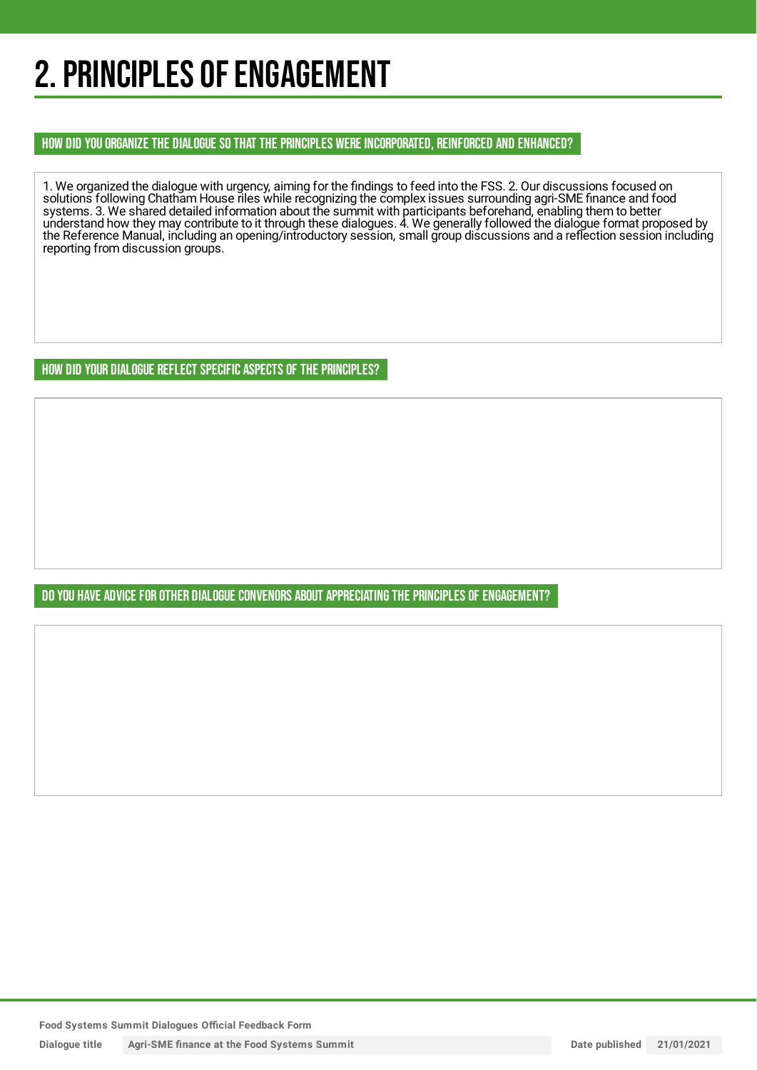# 2. PRINCIPLES OF ENGAGEMENT

## HOW DID YOU ORGANIZE THE DIALOGUE SO THAT THE PRINCIPLES WERE INCORPORATED, REINFORCED AND ENHANCED?

1. We organized the dialogue with urgency, aiming for the findings to feed into the FSS. 2. Our discussions focused on solutions following Chatham House rules while recognizing the complex issues surrounding agri-SME finance and food systems. 3. We shared detailed information about the summit with participants beforehand, enabling them to better understand how they may contribute to it through these dialogues. 4. We generally followed the dialogue format proposed by the Reference Manual, including an opening/introductory session, small group discussions and a reflection session including reporting from discussion groups.

## HOW DID YOUR DIALOGUE REFLECT SPECIFIC ASPECTS OF THE PRINCIPLES?

## DO YOU HAVE ADVICE FOR OTHER DIALOGUE CONVENORS ABOUT APPRECIATING THE PRINCIPLES OF ENGAGEMENT?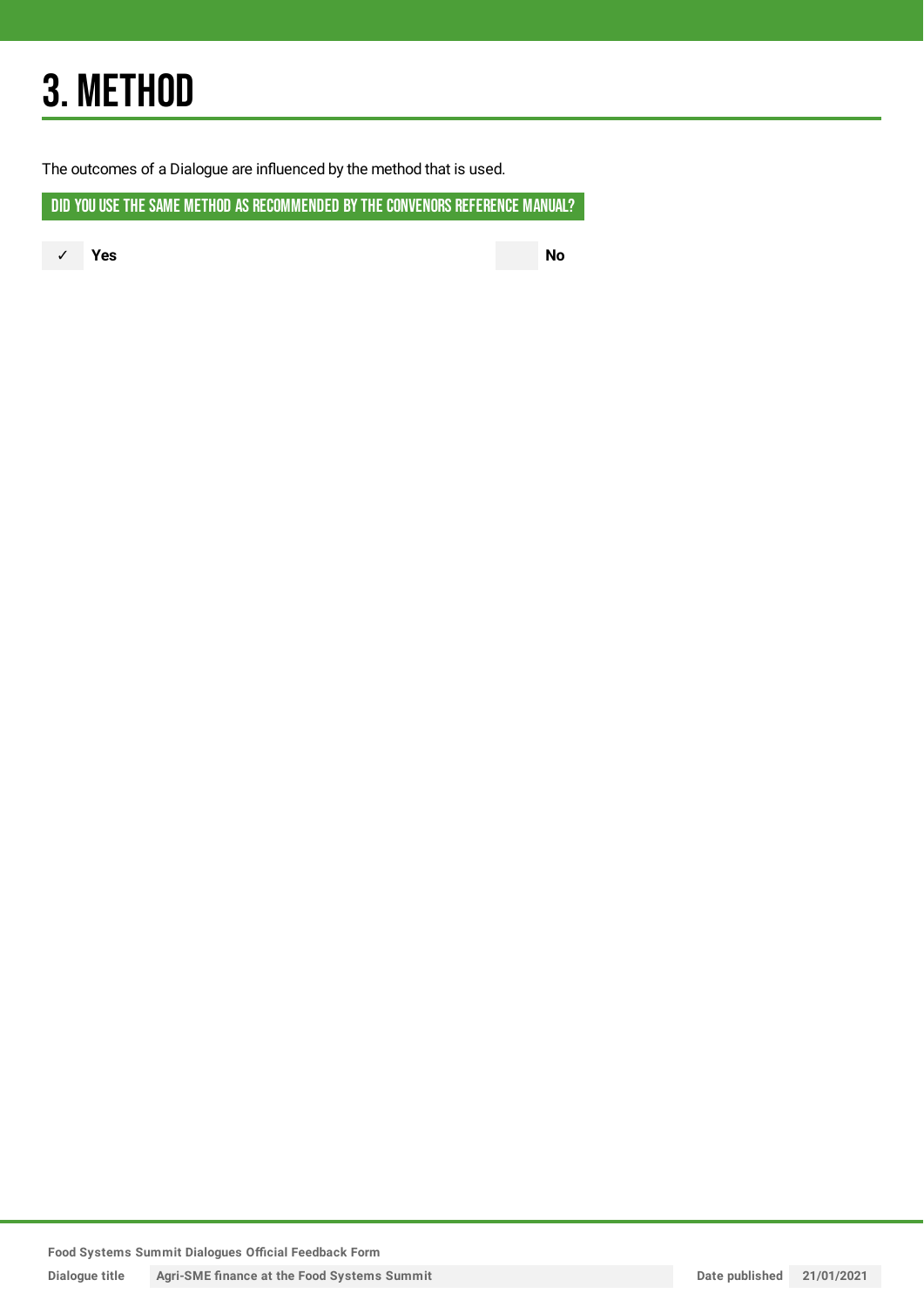# 3. METHOD

The outcomes of a Dialogue are influenced by the method that is used.

## DID YOU USE THE SAME METHOD AS RECOMMENDED BY THE CONVENORS REFERENCE MANUAL?

✓ **Yes**

**No**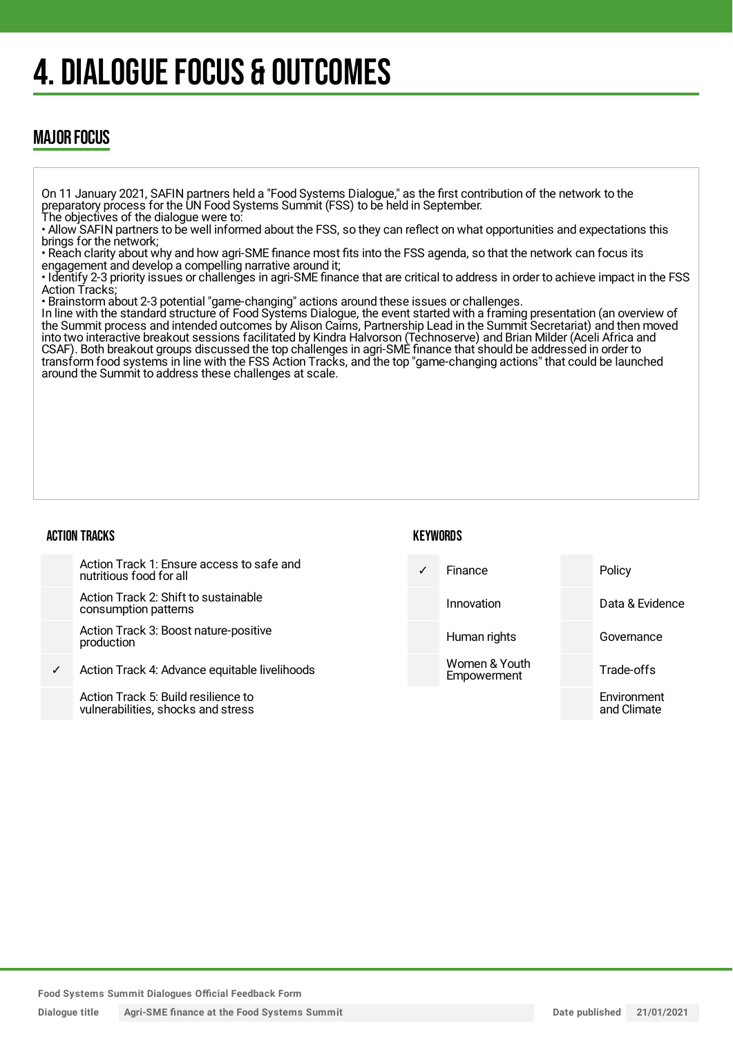# 4. DIALOGUE FOCUS & OUTCOMES

## MAJOR FOCUS

On 11 January 2021, SAFIN partners held a "Food Systems Dialogue," as the first contribution of the network to the preparatory process for the UN Food Systems Summit (FSS) to be held in September.
The objectives of the dialogue were to:
• Allow SAFIN partners to be well informed about the FSS, so they can reflect on what opportunities and expectations this brings for the network;
• Reach clarity about why and how agri-SME finance most fits into the FSS agenda, so that the network can focus its engagement and develop a compelling narrative around it;
• Identify 2-3 priority issues or challenges in agri-SME finance that are critical to address in order to achieve impact in the FSS Action Tracks;
• Brainstorm about 2-3 potential "game-changing" actions around these issues or challenges.
In line with the standard structure of Food Systems Dialogue, the event started with a framing presentation (an overview of the Summit process and intended outcomes by Alison Cairns, Partnership Lead in the Summit Secretariat) and then moved into two interactive breakout sessions facilitated by Kindra Halvorson (Technoserve) and Brian Milder (Aceli Africa and CSAF). Both breakout groups discussed the top challenges in agri-SME finance that should be addressed in order to transform food systems in line with the FSS Action Tracks, and the top "game-changing actions" that could be launched around the Summit to address these challenges at scale.

### ACTION TRACKS

| | |
|---|---|
| | Action Track 1: Ensure access to safe and nutritious food for all |
| | Action Track 2: Shift to sustainable consumption patterns |
| | Action Track 3: Boost nature-positive production |
| ✓ | Action Track 4: Advance equitable livelihoods |
| | Action Track 5: Build resilience to vulnerabilities, shocks and stress |

### KEYWORDS

| | | | |
|---|---|---|---|
| ✓ | Finance | | Policy |
| | Innovation | | Data & Evidence |
| | Human rights | | Governance |
| | Women & Youth Empowerment | | Trade-offs |
| | | | Environment and Climate |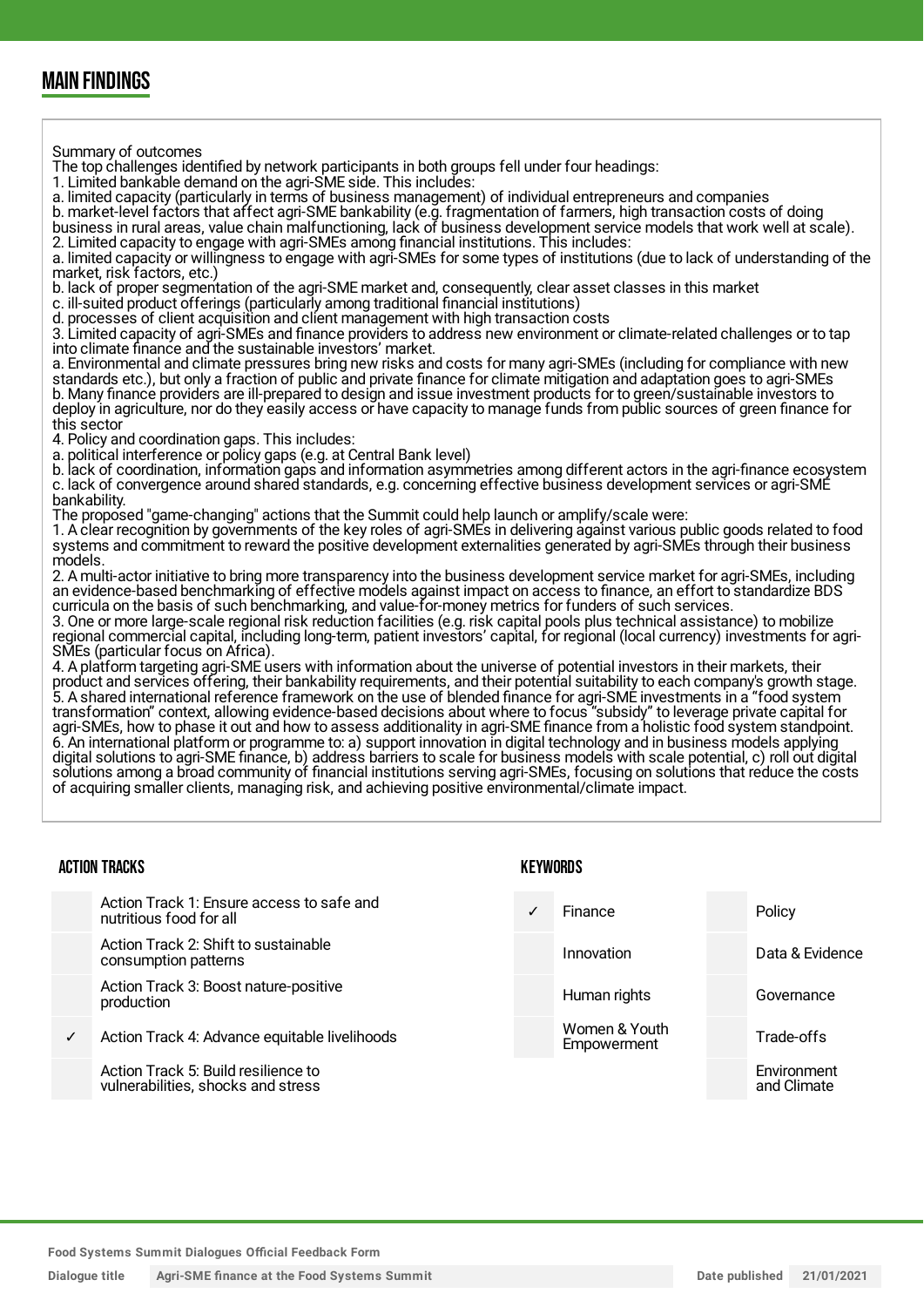## MAIN FINDINGS

Summary of outcomes
The top challenges identified by network participants in both groups fell under four headings:
1. Limited bankable demand on the agri-SME side. This includes:
a. limited capacity (particularly in terms of business management) of individual entrepreneurs and companies
b. market-level factors that affect agri-SME bankability (e.g. fragmentation of farmers, high transaction costs of doing business in rural areas, value chain malfunctioning, lack of business development service models that work well at scale).
2. Limited capacity to engage with agri-SMEs among financial institutions. This includes:
a. limited capacity or willingness to engage with agri-SMEs for some types of institutions (due to lack of understanding of the market, risk factors, etc.)
b. lack of proper segmentation of the agri-SME market and, consequently, clear asset classes in this market
c. ill-suited product offerings (particularly among traditional financial institutions)
d. processes of client acquisition and client management with high transaction costs
3. Limited capacity of agri-SMEs and finance providers to address new environment or climate-related challenges or to tap into climate finance and the sustainable investors' market.
a. Environmental and climate pressures bring new risks and costs for many agri-SMEs (including for compliance with new standards etc.), but only a fraction of public and private finance for climate mitigation and adaptation goes to agri-SMEs
b. Many finance providers are ill-prepared to design and issue investment products for to green/sustainable investors to deploy in agriculture, nor do they easily access or have capacity to manage funds from public sources of green finance for this sector
4. Policy and coordination gaps. This includes:
a. political interference or policy gaps (e.g. at Central Bank level)
b. lack of coordination, information gaps and information asymmetries among different actors in the agri-finance ecosystem
c. lack of convergence around shared standards, e.g. concerning effective business development services or agri-SME bankability.
The proposed "game-changing" actions that the Summit could help launch or amplify/scale were:
1. A clear recognition by governments of the key roles of agri-SMEs in delivering against various public goods related to food systems and commitment to reward the positive development externalities generated by agri-SMEs through their business models.
2. A multi-actor initiative to bring more transparency into the business development service market for agri-SMEs, including an evidence-based benchmarking of effective models against impact on access to finance, an effort to standardize BDS curricula on the basis of such benchmarking, and value-for-money metrics for funders of such services.
3. One or more large-scale regional risk reduction facilities (e.g. risk capital pools plus technical assistance) to mobilize regional commercial capital, including long-term, patient investors' capital, for regional (local currency) investments for agri-SMEs (particular focus on Africa).
4. A platform targeting agri-SME users with information about the universe of potential investors in their markets, their product and services offering, their bankability requirements, and their potential suitability to each company's growth stage.
5. A shared international reference framework on the use of blended finance for agri-SME investments in a "food system transformation" context, allowing evidence-based decisions about where to focus "subsidy" to leverage private capital for agri-SMEs, how to phase it out and how to assess additionality in agri-SME finance from a holistic food system standpoint.
6. An international platform or programme to: a) support innovation in digital technology and in business models applying digital solutions to agri-SME finance, b) address barriers to scale for business models with scale potential, c) roll out digital solutions among a broad community of financial institutions serving agri-SMEs, focusing on solutions that reduce the costs of acquiring smaller clients, managing risk, and achieving positive environmental/climate impact.

### ACTION TRACKS

| | |
|---|---|
| | Action Track 1: Ensure access to safe and nutritious food for all |
| | Action Track 2: Shift to sustainable consumption patterns |
| | Action Track 3: Boost nature-positive production |
| ✓ | Action Track 4: Advance equitable livelihoods |
| | Action Track 5: Build resilience to vulnerabilities, shocks and stress |

### KEYWORDS

| | | | |
|---|---|---|---|
| ✓ | Finance | | Policy |
| | Innovation | | Data & Evidence |
| | Human rights | | Governance |
| | Women & Youth Empowerment | | Trade-offs |
| | | | Environment and Climate |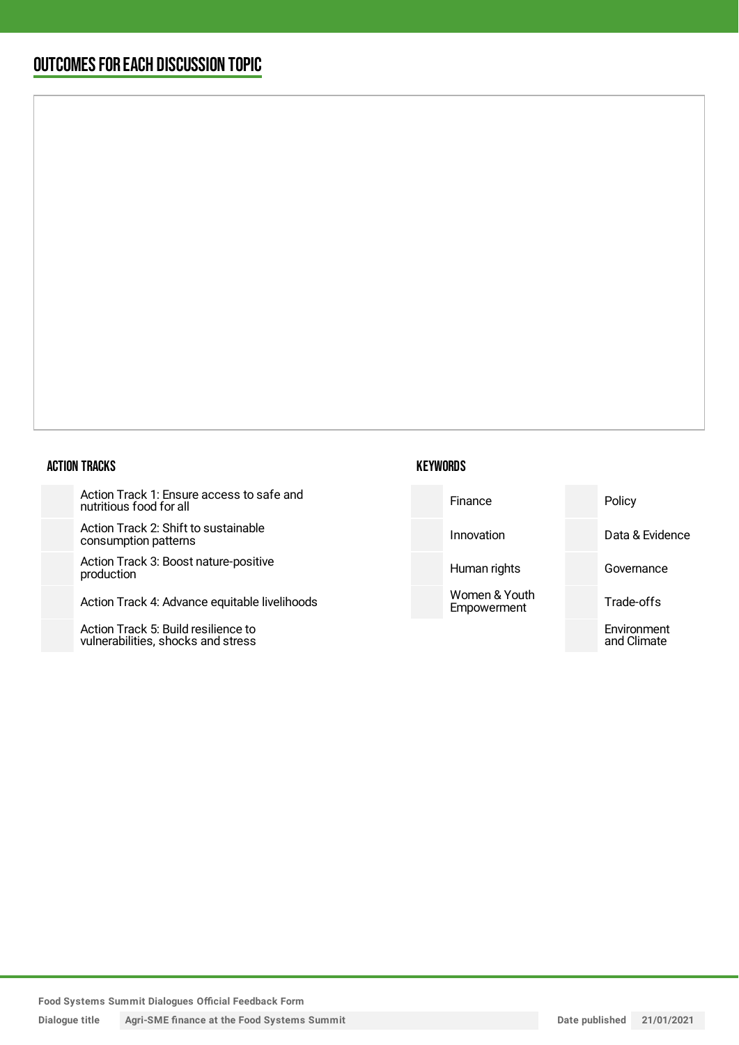## OUTCOMES FOR EACH DISCUSSION TOPIC

### ACTION TRACKS

| | |
|---|---|
| | Action Track 1: Ensure access to safe and nutritious food for all |
| | Action Track 2: Shift to sustainable consumption patterns |
| | Action Track 3: Boost nature-positive production |
| | Action Track 4: Advance equitable livelihoods |
| | Action Track 5: Build resilience to vulnerabilities, shocks and stress |

### KEYWORDS

| | | | |
|---|---|---|---|
| | Finance | | Policy |
| | Innovation | | Data & Evidence |
| | Human rights | | Governance |
| | Women & Youth Empowerment | | Trade-offs |
| | | | Environment and Climate |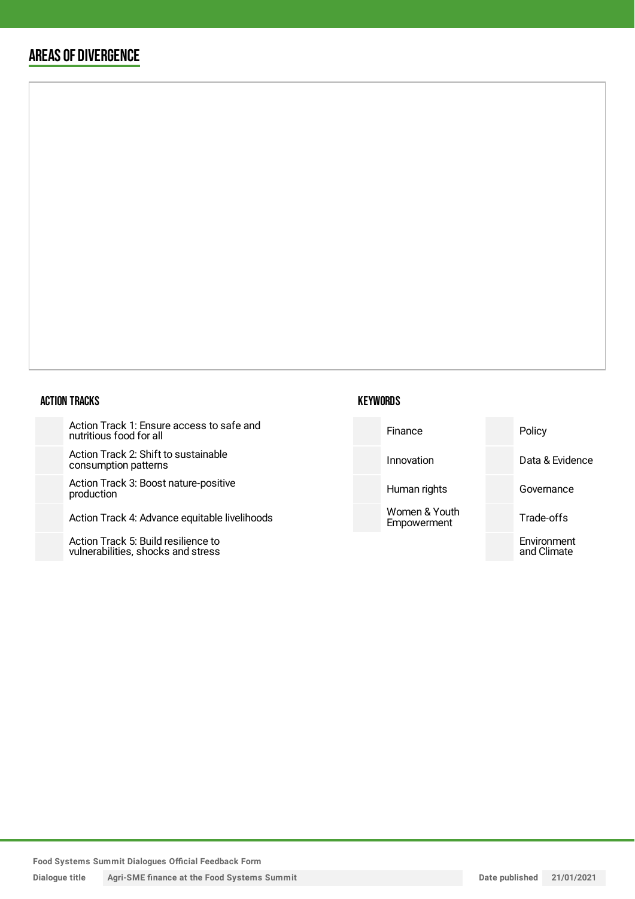## AREAS OF DIVERGENCE

### ACTION TRACKS

- Action Track 1: Ensure access to safe and nutritious food for all
- Action Track 2: Shift to sustainable consumption patterns
- Action Track 3: Boost nature-positive production
- Action Track 4: Advance equitable livelihoods
- Action Track 5: Build resilience to vulnerabilities, shocks and stress

### KEYWORDS

| | |
|---|---|
| Finance | Policy |
| Innovation | Data & Evidence |
| Human rights | Governance |
| Women & Youth Empowerment | Trade-offs |
| | Environment and Climate |